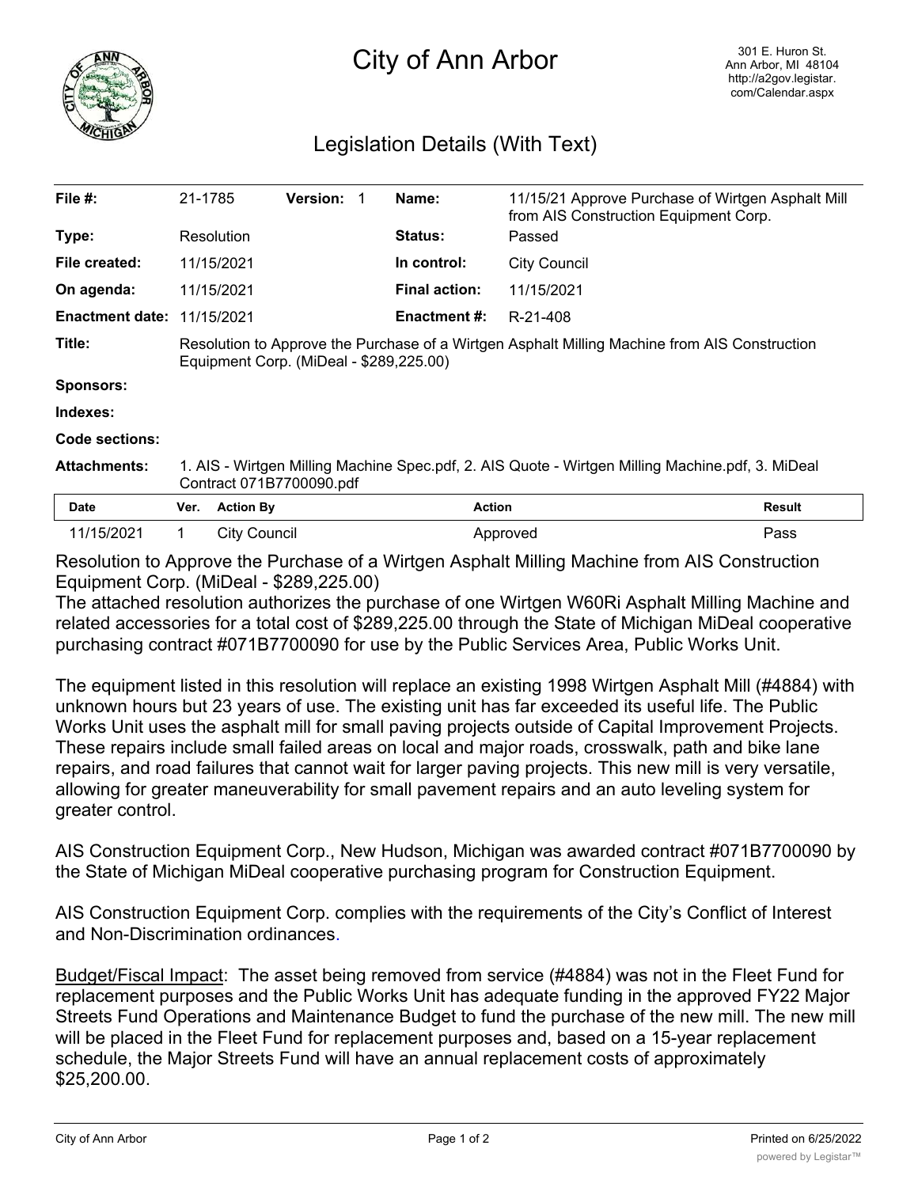# City of Ann Arbor

301 E. Huron St.
Ann Arbor, MI 48104
http://a2gov.legistar.com/Calendar.aspx

## Legislation Details (With Text)

| | | | | | |
|---|---|---|---|---|---|
| **File #:** | 21-1785 | **Version:** 1 | | **Name:** | 11/15/21 Approve Purchase of Wirtgen Asphalt Mill from AIS Construction Equipment Corp. |
| **Type:** | Resolution | | | **Status:** | Passed |
| **File created:** | 11/15/2021 | | | **In control:** | City Council |
| **On agenda:** | 11/15/2021 | | | **Final action:** | 11/15/2021 |
| **Enactment date:** | 11/15/2021 | | | **Enactment #:** | R-21-408 |

**Title:** Resolution to Approve the Purchase of a Wirtgen Asphalt Milling Machine from AIS Construction Equipment Corp. (MiDeal - $289,225.00)

**Sponsors:**

**Indexes:**

**Code sections:**

**Attachments:** 1. AIS - Wirtgen Milling Machine Spec.pdf, 2. AIS Quote - Wirtgen Milling Machine.pdf, 3. MiDeal Contract 071B7700090.pdf

| Date | Ver. | Action By | Action | Result |
|---|---|---|---|---|
| 11/15/2021 | 1 | City Council | Approved | Pass |

Resolution to Approve the Purchase of a Wirtgen Asphalt Milling Machine from AIS Construction Equipment Corp. (MiDeal - $289,225.00)

The attached resolution authorizes the purchase of one Wirtgen W60Ri Asphalt Milling Machine and related accessories for a total cost of $289,225.00 through the State of Michigan MiDeal cooperative purchasing contract #071B7700090 for use by the Public Services Area, Public Works Unit.

The equipment listed in this resolution will replace an existing 1998 Wirtgen Asphalt Mill (#4884) with unknown hours but 23 years of use. The existing unit has far exceeded its useful life. The Public Works Unit uses the asphalt mill for small paving projects outside of Capital Improvement Projects. These repairs include small failed areas on local and major roads, crosswalk, path and bike lane repairs, and road failures that cannot wait for larger paving projects. This new mill is very versatile, allowing for greater maneuverability for small pavement repairs and an auto leveling system for greater control.

AIS Construction Equipment Corp., New Hudson, Michigan was awarded contract #071B7700090 by the State of Michigan MiDeal cooperative purchasing program for Construction Equipment.

AIS Construction Equipment Corp. complies with the requirements of the City's Conflict of Interest and Non-Discrimination ordinances.

Budget/Fiscal Impact: The asset being removed from service (#4884) was not in the Fleet Fund for replacement purposes and the Public Works Unit has adequate funding in the approved FY22 Major Streets Fund Operations and Maintenance Budget to fund the purchase of the new mill. The new mill will be placed in the Fleet Fund for replacement purposes and, based on a 15-year replacement schedule, the Major Streets Fund will have an annual replacement costs of approximately $25,200.00.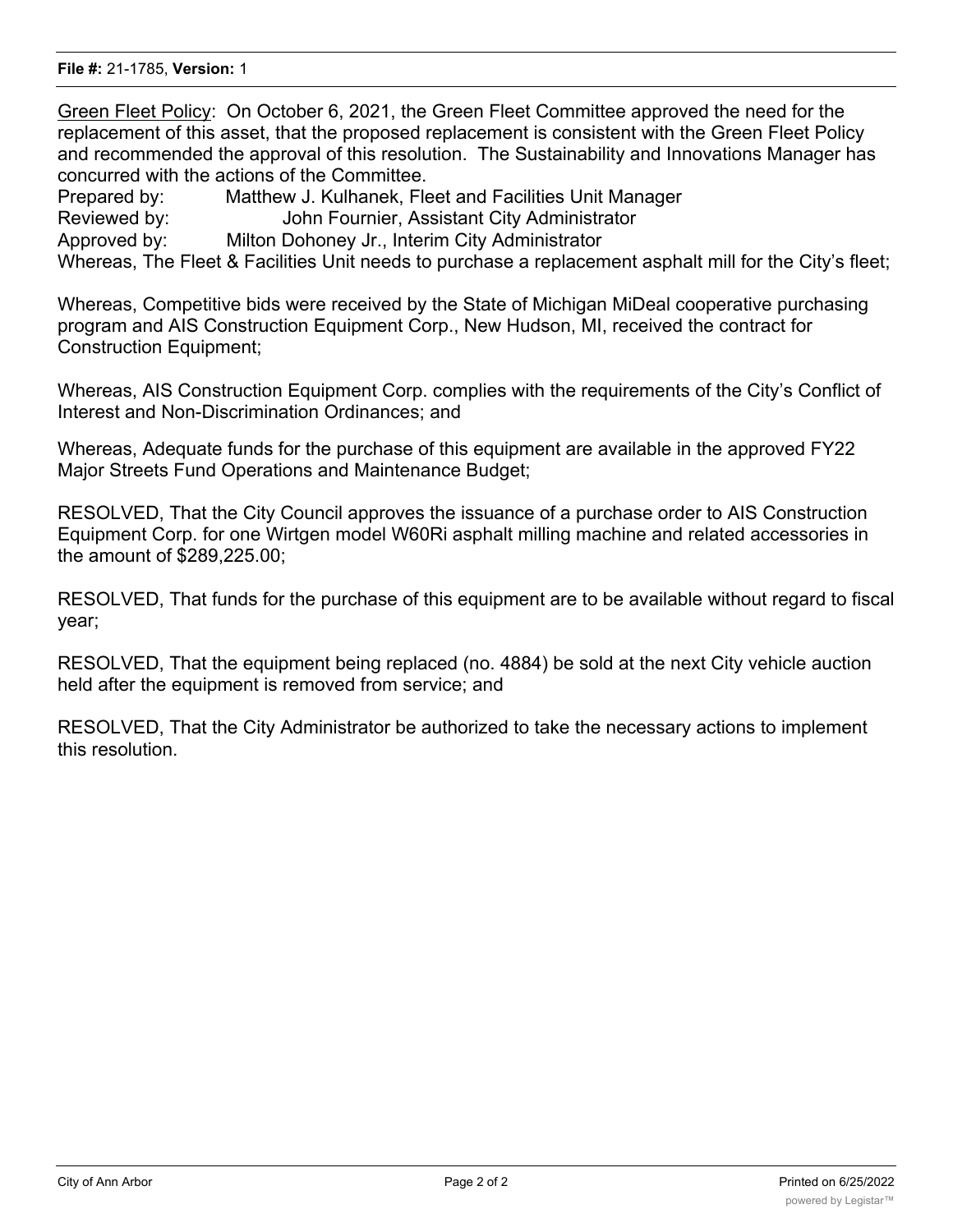Green Fleet Policy: On October 6, 2021, the Green Fleet Committee approved the need for the replacement of this asset, that the proposed replacement is consistent with the Green Fleet Policy and recommended the approval of this resolution. The Sustainability and Innovations Manager has concurred with the actions of the Committee.

Prepared by: Matthew J. Kulhanek, Fleet and Facilities Unit Manager
Reviewed by: John Fournier, Assistant City Administrator
Approved by: Milton Dohoney Jr., Interim City Administrator

Whereas, The Fleet & Facilities Unit needs to purchase a replacement asphalt mill for the City's fleet;

Whereas, Competitive bids were received by the State of Michigan MiDeal cooperative purchasing program and AIS Construction Equipment Corp., New Hudson, MI, received the contract for Construction Equipment;

Whereas, AIS Construction Equipment Corp. complies with the requirements of the City's Conflict of Interest and Non-Discrimination Ordinances; and

Whereas, Adequate funds for the purchase of this equipment are available in the approved FY22 Major Streets Fund Operations and Maintenance Budget;

RESOLVED, That the City Council approves the issuance of a purchase order to AIS Construction Equipment Corp. for one Wirtgen model W60Ri asphalt milling machine and related accessories in the amount of $289,225.00;

RESOLVED, That funds for the purchase of this equipment are to be available without regard to fiscal year;

RESOLVED, That the equipment being replaced (no. 4884) be sold at the next City vehicle auction held after the equipment is removed from service; and

RESOLVED, That the City Administrator be authorized to take the necessary actions to implement this resolution.